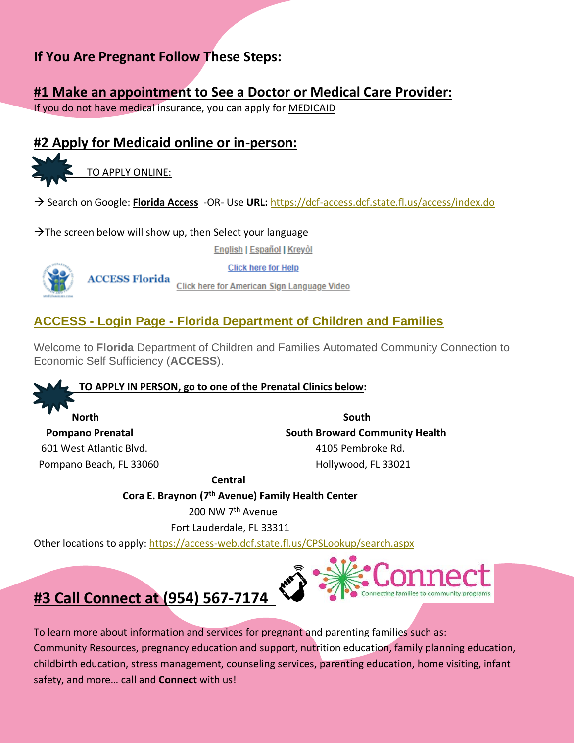## If You Are Pregnant Follow These Steps:

## #1 Make an appointment to See a Doctor or Medical Care Provider:

If you do not have medical insurance, you can apply for MEDICAID

## #2 Apply for Medicaid online or in-person:

TO APPLY ONLINE:

→ Search on Google: **Florida Access** -OR- Use **URL:** https://dcf-access.dcf.state.fl.us/access/index.do

→The screen below will show up, then Select your language

English | Español | Kreyòl

ACCESS Florida

Click here for Help

Click here for American Sign Language Video

### ACCESS - Login Page - Florida Department of Children and Families

Welcome to **Florida** Department of Children and Families Automated Community Connection to Economic Self Sufficiency (**ACCESS**).

**TO APPLY IN PERSON, go to one of the Prenatal Clinics below:**

**North**
**Pompano Prenatal**
601 West Atlantic Blvd.
Pompano Beach, FL 33060

**South**
**South Broward Community Health**
4105 Pembroke Rd.
Hollywood, FL 33021

**Central**
**Cora E. Braynon (7th Avenue) Family Health Center**
200 NW 7th Avenue
Fort Lauderdale, FL 33311

Other locations to apply: https://access-web.dcf.state.fl.us/CPSLookup/search.aspx

## #3 Call Connect at (954) 567-7174

Connect
Connecting families to community programs

To learn more about information and services for pregnant and parenting families such as: Community Resources, pregnancy education and support, nutrition education, family planning education, childbirth education, stress management, counseling services, parenting education, home visiting, infant safety, and more… call and **Connect** with us!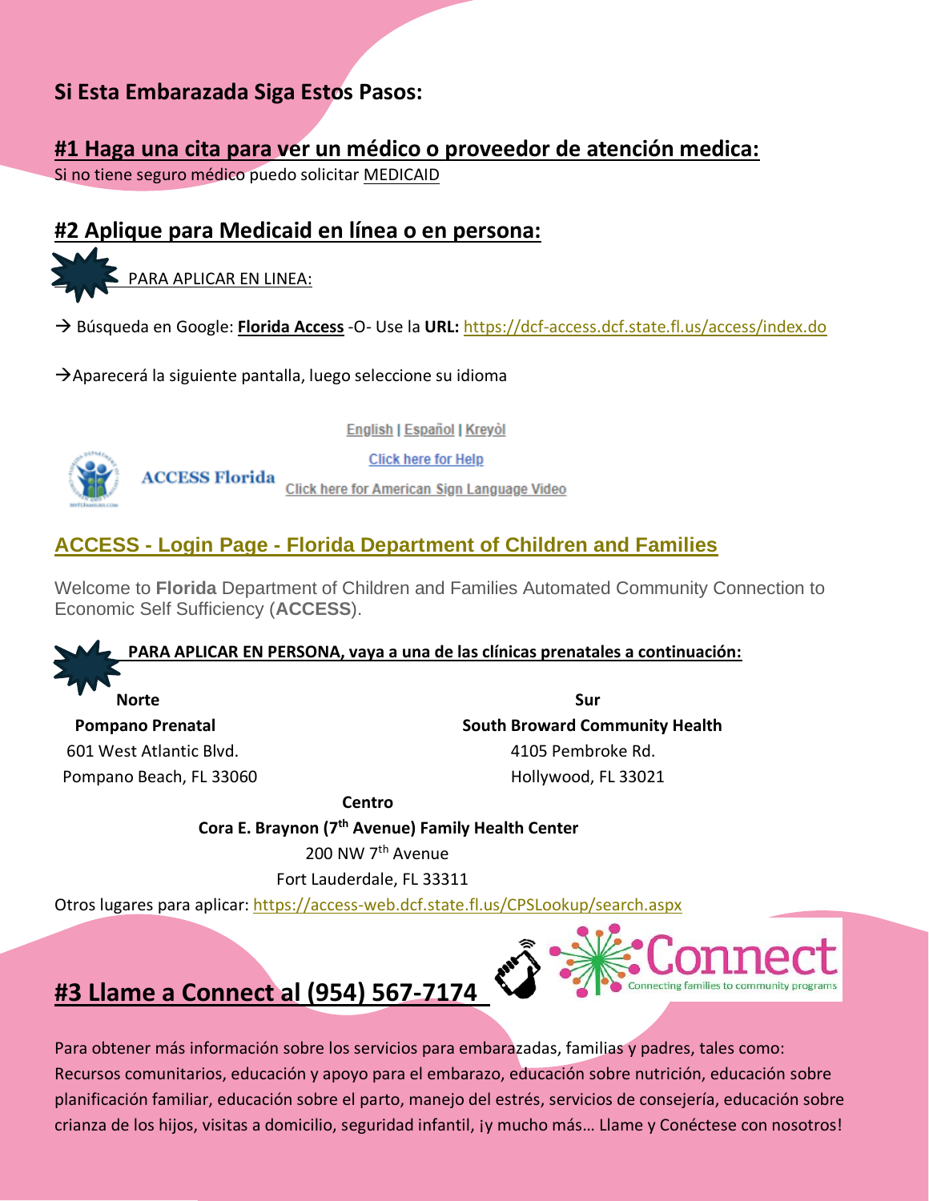## Si Esta Embarazada Siga Estos Pasos:

### #1 Haga una cita para ver un médico o proveedor de atención medica:

Si no tiene seguro médico puedo solicitar MEDICAID

### #2 Aplique para Medicaid en línea o en persona:

PARA APLICAR EN LINEA:

→ Búsqueda en Google: **Florida Access** -O- Use la **URL:** https://dcf-access.dcf.state.fl.us/access/index.do

→Aparecerá la siguiente pantalla, luego seleccione su idioma

English | Español | Kreyòl

Click here for Help

ACCESS Florida

Click here for American Sign Language Video

**ACCESS - Login Page - Florida Department of Children and Families**

Welcome to **Florida** Department of Children and Families Automated Community Connection to Economic Self Sufficiency (**ACCESS**).

**PARA APLICAR EN PERSONA, vaya a una de las clínicas prenatales a continuación:**

**Norte**

**Pompano Prenatal**
601 West Atlantic Blvd.
Pompano Beach, FL 33060

**Sur**

**South Broward Community Health**
4105 Pembroke Rd.
Hollywood, FL 33021

**Centro**

**Cora E. Braynon (7th Avenue) Family Health Center**
200 NW 7th Avenue
Fort Lauderdale, FL 33311

Otros lugares para aplicar: https://access-web.dcf.state.fl.us/CPSLookup/search.aspx

### #3 Llame a Connect al (954) 567-7174

Connect
Connecting families to community programs

Para obtener más información sobre los servicios para embarazadas, familias y padres, tales como: Recursos comunitarios, educación y apoyo para el embarazo, educación sobre nutrición, educación sobre planificación familiar, educación sobre el parto, manejo del estrés, servicios de consejería, educación sobre crianza de los hijos, visitas a domicilio, seguridad infantil, ¡y mucho más… Llame y Conéctese con nosotros!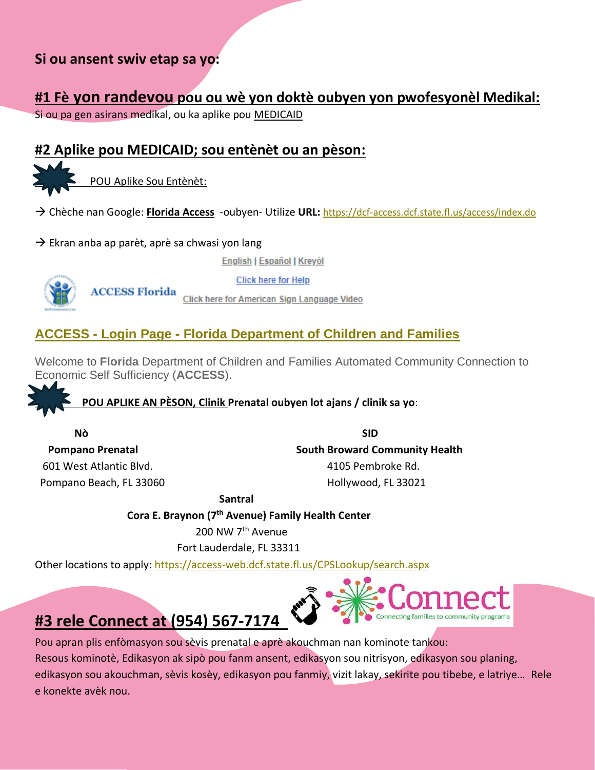**Si ou ansent swiv etap sa yo:**

## #1 Fè yon randevou pou ou wè yon doktè oubyen yon pwofesyonèl Medikal:

Si ou pa gen asirans medikal, ou ka aplike pou MEDICAID

## #2 Aplike pou MEDICAID; sou entènèt ou an pèson:

POU Aplike Sou Entènèt:

→ Chèche nan Google: **Florida Access** -oubyen- Utilize **URL:** https://dcf-access.dcf.state.fl.us/access/index.do

→ Ekran anba ap parèt, aprè sa chwasi yon lang

English | Español | Kreyòl

ACCESS Florida

Click here for Help

Click here for American Sign Language Video

### ACCESS - Login Page - Florida Department of Children and Families

Welcome to **Florida** Department of Children and Families Automated Community Connection to Economic Self Sufficiency (**ACCESS**).

**POU APLIKE AN PÈSON, Clinik Prenatal oubyen lot ajans / clinik sa yo**:

**Nò**
**Pompano Prenatal**
601 West Atlantic Blvd.
Pompano Beach, FL 33060

**SID**
**South Broward Community Health**
4105 Pembroke Rd.
Hollywood, FL 33021

**Santral**
**Cora E. Braynon (7th Avenue) Family Health Center**
200 NW 7th Avenue
Fort Lauderdale, FL 33311

Other locations to apply: https://access-web.dcf.state.fl.us/CPSLookup/search.aspx

Connect
Connecting families to community programs

## #3 rele Connect at (954) 567-7174

Pou apran plis enfòmasyon sou sèvis prenatal e aprè akouchman nan kominote tankou:
Resous kominotè, Edikasyon ak sipò pou fanm ansent, edikasyon sou nitrisyon, edikasyon sou planing, edikasyon sou akouchman, sèvis kosèy, edikasyon pou fanmiy, vizit lakay, sekirite pou tibebe, e latriye… Rele e konekte avèk nou.